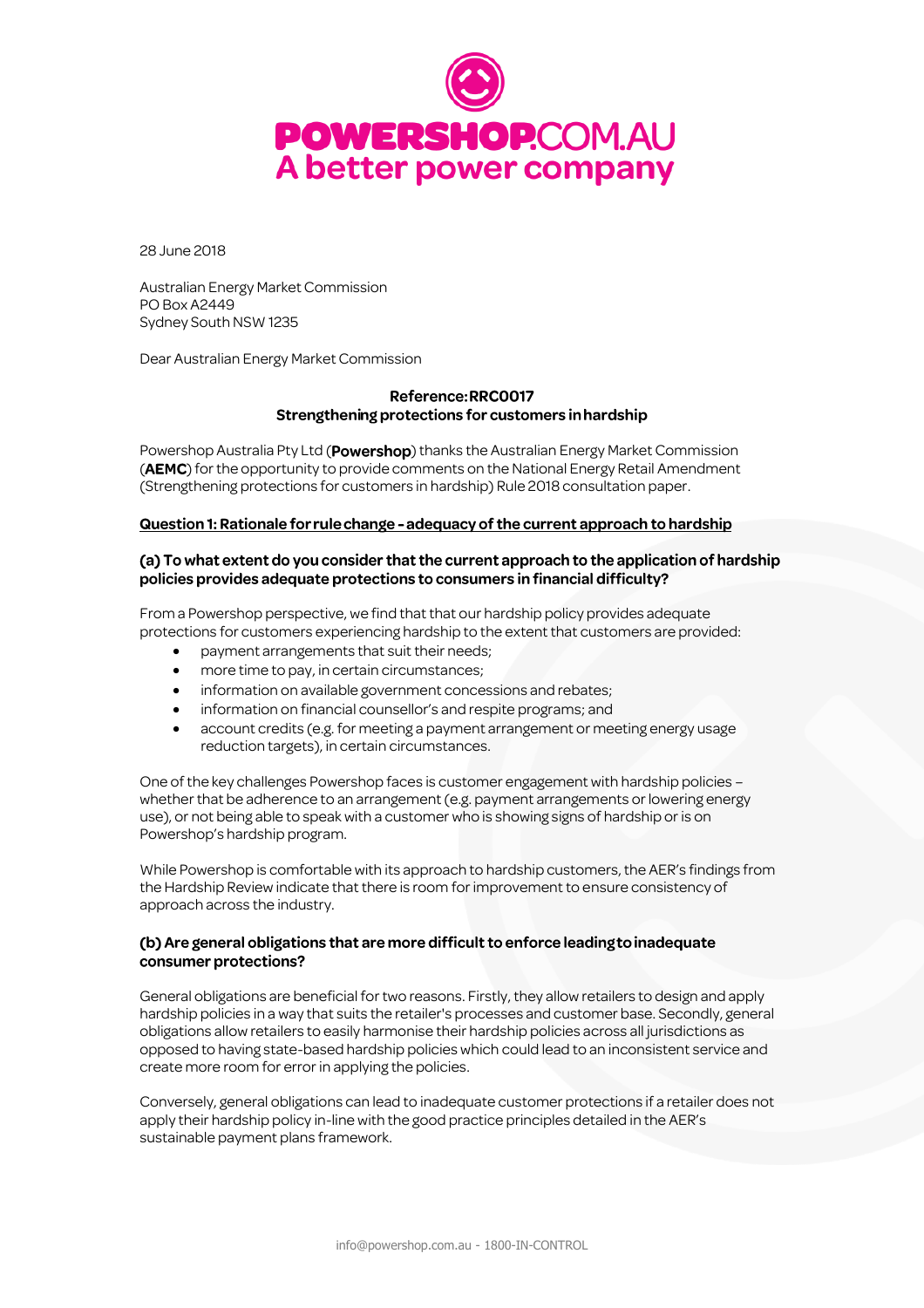POWERSHOP.COM.AU
A better power company

28 June 2018

Australian Energy Market Commission
PO Box A2449
Sydney South NSW 1235

Dear Australian Energy Market Commission

**Reference: RRC0017**
**Strengthening protections for customers in hardship**

Powershop Australia Pty Ltd (**Powershop**) thanks the Australian Energy Market Commission (**AEMC**) for the opportunity to provide comments on the National Energy Retail Amendment (Strengthening protections for customers in hardship) Rule 2018 consultation paper.

## Question 1: Rationale for rule change - adequacy of the current approach to hardship

### (a) To what extent do you consider that the current approach to the application of hardship policies provides adequate protections to consumers in financial difficulty?

From a Powershop perspective, we find that that our hardship policy provides adequate protections for customers experiencing hardship to the extent that customers are provided:

- payment arrangements that suit their needs;
- more time to pay, in certain circumstances;
- information on available government concessions and rebates;
- information on financial counsellor's and respite programs; and
- account credits (e.g. for meeting a payment arrangement or meeting energy usage reduction targets), in certain circumstances.

One of the key challenges Powershop faces is customer engagement with hardship policies – whether that be adherence to an arrangement (e.g. payment arrangements or lowering energy use), or not being able to speak with a customer who is showing signs of hardship or is on Powershop's hardship program.

While Powershop is comfortable with its approach to hardship customers, the AER's findings from the Hardship Review indicate that there is room for improvement to ensure consistency of approach across the industry.

### (b) Are general obligations that are more difficult to enforce leading to inadequate consumer protections?

General obligations are beneficial for two reasons. Firstly, they allow retailers to design and apply hardship policies in a way that suits the retailer's processes and customer base. Secondly, general obligations allow retailers to easily harmonise their hardship policies across all jurisdictions as opposed to having state-based hardship policies which could lead to an inconsistent service and create more room for error in applying the policies.

Conversely, general obligations can lead to inadequate customer protections if a retailer does not apply their hardship policy in-line with the good practice principles detailed in the AER's sustainable payment plans framework.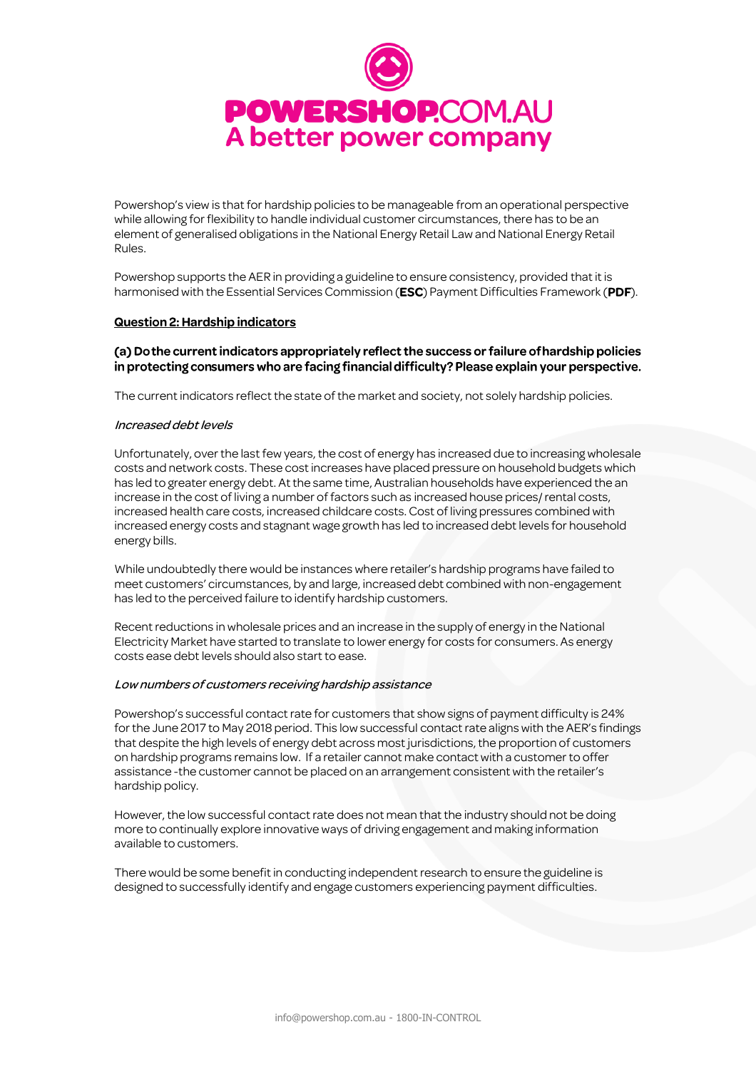Powershop's view is that for hardship policies to be manageable from an operational perspective while allowing for flexibility to handle individual customer circumstances, there has to be an element of generalised obligations in the National Energy Retail Law and National Energy Retail Rules.

Powershop supports the AER in providing a guideline to ensure consistency, provided that it is harmonised with the Essential Services Commission (**ESC**) Payment Difficulties Framework (**PDF**).

## <u>Question 2: Hardship indicators</u>

**(a) Do the current indicators appropriately reflect the success or failure of hardship policies in protecting consumers who are facing financial difficulty? Please explain your perspective.**

The current indicators reflect the state of the market and society, not solely hardship policies.

*Increased debt levels*

Unfortunately, over the last few years, the cost of energy has increased due to increasing wholesale costs and network costs. These cost increases have placed pressure on household budgets which has led to greater energy debt. At the same time, Australian households have experienced the an increase in the cost of living a number of factors such as increased house prices/ rental costs, increased health care costs, increased childcare costs. Cost of living pressures combined with increased energy costs and stagnant wage growth has led to increased debt levels for household energy bills.

While undoubtedly there would be instances where retailer's hardship programs have failed to meet customers' circumstances, by and large, increased debt combined with non-engagement has led to the perceived failure to identify hardship customers.

Recent reductions in wholesale prices and an increase in the supply of energy in the National Electricity Market have started to translate to lower energy for costs for consumers. As energy costs ease debt levels should also start to ease.

*Low numbers of customers receiving hardship assistance*

Powershop's successful contact rate for customers that show signs of payment difficulty is 24% for the June 2017 to May 2018 period. This low successful contact rate aligns with the AER's findings that despite the high levels of energy debt across most jurisdictions, the proportion of customers on hardship programs remains low. If a retailer cannot make contact with a customer to offer assistance -the customer cannot be placed on an arrangement consistent with the retailer's hardship policy.

However, the low successful contact rate does not mean that the industry should not be doing more to continually explore innovative ways of driving engagement and making information available to customers.

There would be some benefit in conducting independent research to ensure the guideline is designed to successfully identify and engage customers experiencing payment difficulties.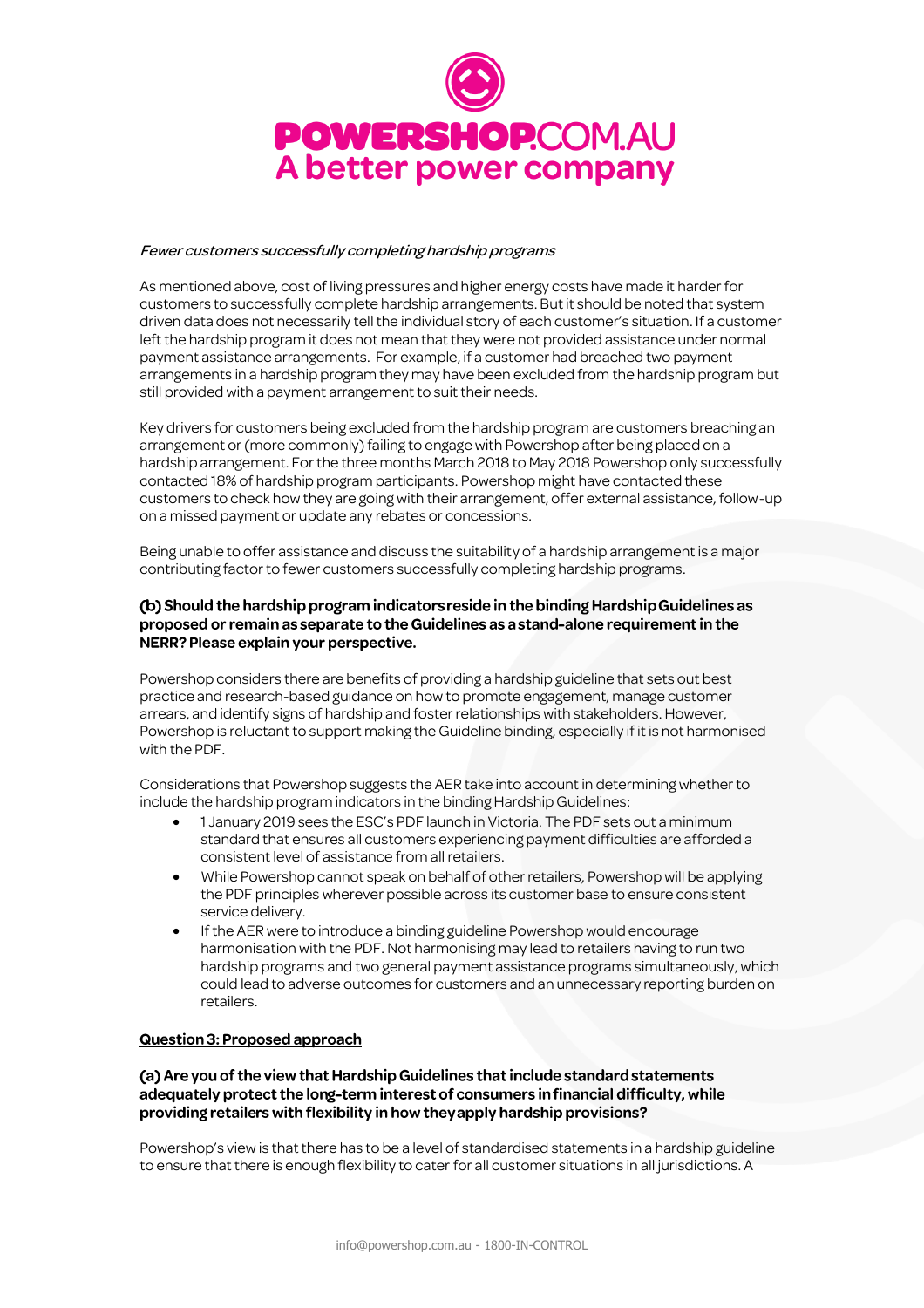*Fewer customers successfully completing hardship programs*

As mentioned above, cost of living pressures and higher energy costs have made it harder for customers to successfully complete hardship arrangements. But it should be noted that system driven data does not necessarily tell the individual story of each customer's situation. If a customer left the hardship program it does not mean that they were not provided assistance under normal payment assistance arrangements. For example, if a customer had breached two payment arrangements in a hardship program they may have been excluded from the hardship program but still provided with a payment arrangement to suit their needs.

Key drivers for customers being excluded from the hardship program are customers breaching an arrangement or (more commonly) failing to engage with Powershop after being placed on a hardship arrangement. For the three months March 2018 to May 2018 Powershop only successfully contacted 18% of hardship program participants. Powershop might have contacted these customers to check how they are going with their arrangement, offer external assistance, follow-up on a missed payment or update any rebates or concessions.

Being unable to offer assistance and discuss the suitability of a hardship arrangement is a major contributing factor to fewer customers successfully completing hardship programs.

**(b) Should the hardship program indicators reside in the binding Hardship Guidelines as proposed or remain as separate to the Guidelines as a stand-alone requirement in the NERR? Please explain your perspective.**

Powershop considers there are benefits of providing a hardship guideline that sets out best practice and research-based guidance on how to promote engagement, manage customer arrears, and identify signs of hardship and foster relationships with stakeholders. However, Powershop is reluctant to support making the Guideline binding, especially if it is not harmonised with the PDF.

Considerations that Powershop suggests the AER take into account in determining whether to include the hardship program indicators in the binding Hardship Guidelines:

- 1 January 2019 sees the ESC's PDF launch in Victoria. The PDF sets out a minimum standard that ensures all customers experiencing payment difficulties are afforded a consistent level of assistance from all retailers.
- While Powershop cannot speak on behalf of other retailers, Powershop will be applying the PDF principles wherever possible across its customer base to ensure consistent service delivery.
- If the AER were to introduce a binding guideline Powershop would encourage harmonisation with the PDF. Not harmonising may lead to retailers having to run two hardship programs and two general payment assistance programs simultaneously, which could lead to adverse outcomes for customers and an unnecessary reporting burden on retailers.

**<u>Question 3: Proposed approach</u>**

**(a) Are you of the view that Hardship Guidelines that include standard statements adequately protect the long-term interest of consumers in financial difficulty, while providing retailers with flexibility in how they apply hardship provisions?**

Powershop's view is that there has to be a level of standardised statements in a hardship guideline to ensure that there is enough flexibility to cater for all customer situations in all jurisdictions. A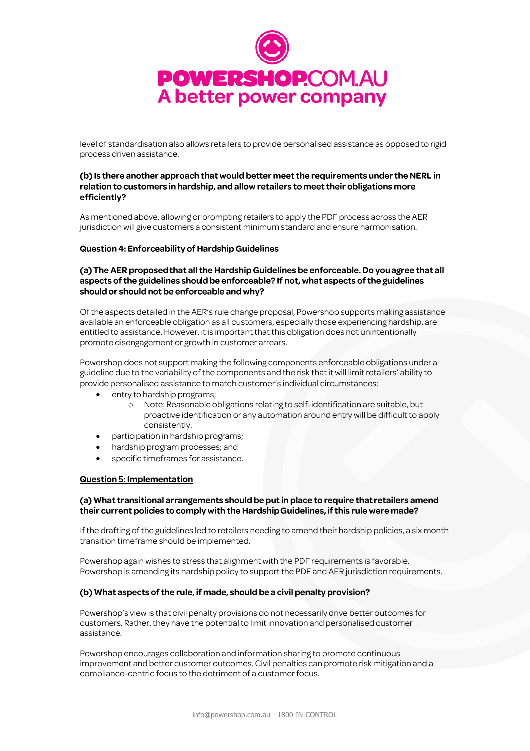level of standardisation also allows retailers to provide personalised assistance as opposed to rigid process driven assistance.

**(b) Is there another approach that would better meet the requirements under the NERL in relation to customers in hardship, and allow retailers to meet their obligations more efficiently?**

As mentioned above, allowing or prompting retailers to apply the PDF process across the AER jurisdiction will give customers a consistent minimum standard and ensure harmonisation.

**Question 4: Enforceability of Hardship Guidelines**

**(a) The AER proposed that all the Hardship Guidelines be enforceable. Do you agree that all aspects of the guidelines should be enforceable? If not, what aspects of the guidelines should or should not be enforceable and why?**

Of the aspects detailed in the AER's rule change proposal, Powershop supports making assistance available an enforceable obligation as all customers, especially those experiencing hardship, are entitled to assistance. However, it is important that this obligation does not unintentionally promote disengagement or growth in customer arrears.

Powershop does not support making the following components enforceable obligations under a guideline due to the variability of the components and the risk that it will limit retailers' ability to provide personalised assistance to match customer's individual circumstances:

- entry to hardship programs;
    - Note: Reasonable obligations relating to self-identification are suitable, but proactive identification or any automation around entry will be difficult to apply consistently.
- participation in hardship programs;
- hardship program processes; and
- specific timeframes for assistance.

**Question 5: Implementation**

**(a) What transitional arrangements should be put in place to require that retailers amend their current policies to comply with the Hardship Guidelines, if this rule were made?**

If the drafting of the guidelines led to retailers needing to amend their hardship policies, a six month transition timeframe should be implemented.

Powershop again wishes to stress that alignment with the PDF requirements is favorable. Powershop is amending its hardship policy to support the PDF and AER jurisdiction requirements.

**(b) What aspects of the rule, if made, should be a civil penalty provision?**

Powershop's view is that civil penalty provisions do not necessarily drive better outcomes for customers. Rather, they have the potential to limit innovation and personalised customer assistance.

Powershop encourages collaboration and information sharing to promote continuous improvement and better customer outcomes. Civil penalties can promote risk mitigation and a compliance-centric focus to the detriment of a customer focus.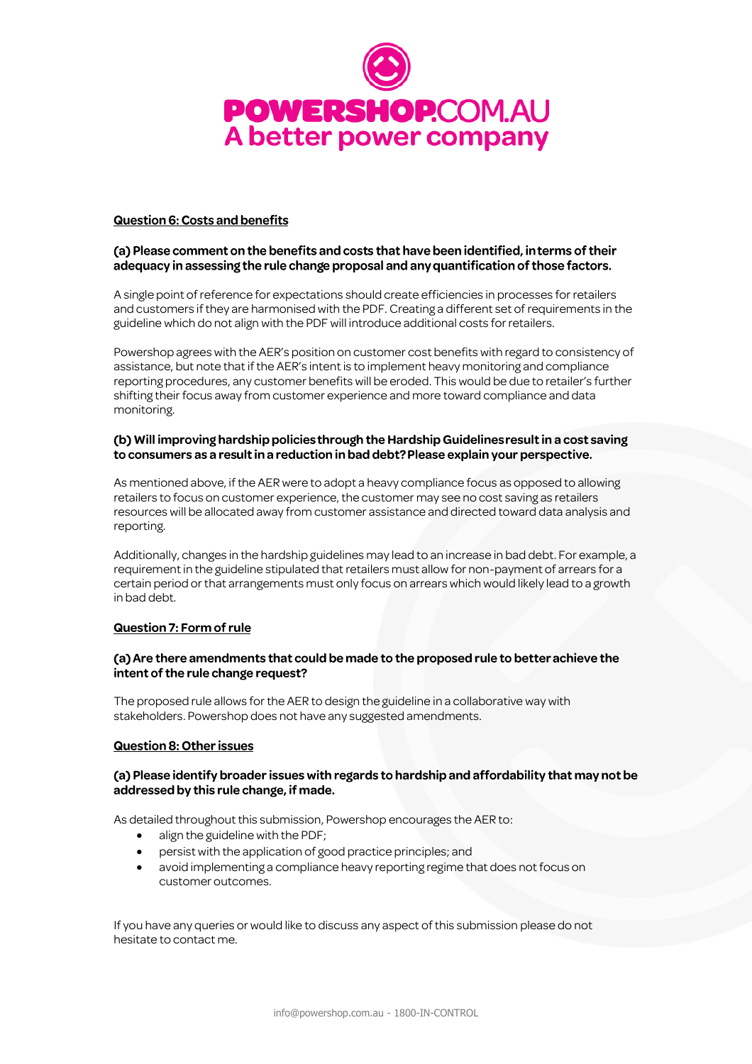**Question 6: Costs and benefits**

**(a) Please comment on the benefits and costs that have been identified, in terms of their adequacy in assessing the rule change proposal and any quantification of those factors.**

A single point of reference for expectations should create efficiencies in processes for retailers and customers if they are harmonised with the PDF. Creating a different set of requirements in the guideline which do not align with the PDF will introduce additional costs for retailers.

Powershop agrees with the AER's position on customer cost benefits with regard to consistency of assistance, but note that if the AER's intent is to implement heavy monitoring and compliance reporting procedures, any customer benefits will be eroded. This would be due to retailer's further shifting their focus away from customer experience and more toward compliance and data monitoring.

**(b) Will improving hardship policies through the Hardship Guidelines result in a cost saving to consumers as a result in a reduction in bad debt? Please explain your perspective.**

As mentioned above, if the AER were to adopt a heavy compliance focus as opposed to allowing retailers to focus on customer experience, the customer may see no cost saving as retailers resources will be allocated away from customer assistance and directed toward data analysis and reporting.

Additionally, changes in the hardship guidelines may lead to an increase in bad debt. For example, a requirement in the guideline stipulated that retailers must allow for non-payment of arrears for a certain period or that arrangements must only focus on arrears which would likely lead to a growth in bad debt.

**Question 7: Form of rule**

**(a) Are there amendments that could be made to the proposed rule to better achieve the intent of the rule change request?**

The proposed rule allows for the AER to design the guideline in a collaborative way with stakeholders. Powershop does not have any suggested amendments.

**Question 8: Other issues**

**(a) Please identify broader issues with regards to hardship and affordability that may not be addressed by this rule change, if made.**

As detailed throughout this submission, Powershop encourages the AER to:

- align the guideline with the PDF;
- persist with the application of good practice principles; and
- avoid implementing a compliance heavy reporting regime that does not focus on customer outcomes.

If you have any queries or would like to discuss any aspect of this submission please do not hesitate to contact me.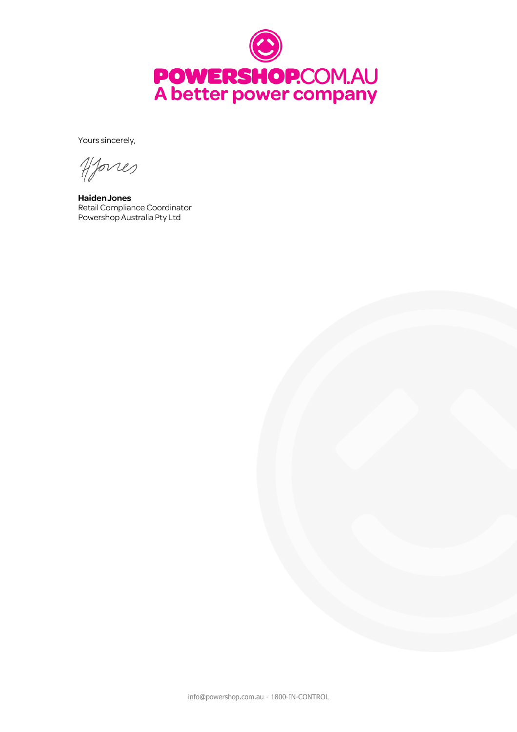Yours sincerely,

**Haiden Jones**
Retail Compliance Coordinator
Powershop Australia Pty Ltd